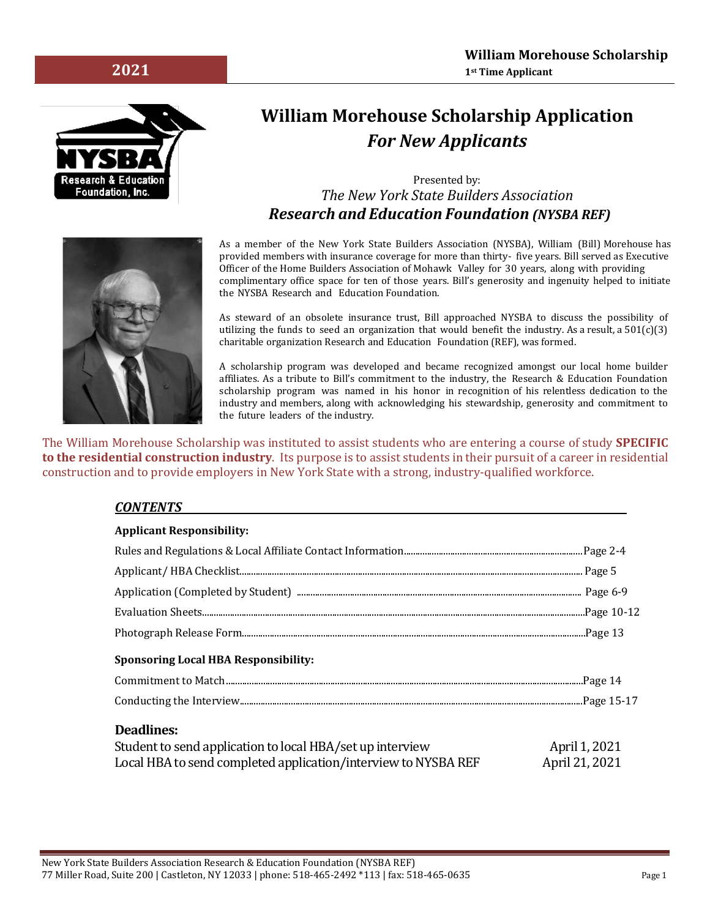2021

**William Morehouse Scholarship**
**1st Time Applicant**

# William Morehouse Scholarship Application *For New Applicants*

Presented by:
*The New York State Builders Association*
***Research and Education Foundation (NYSBA REF)***

As a member of the New York State Builders Association (NYSBA), William (Bill) Morehouse has provided members with insurance coverage for more than thirty- five years. Bill served as Executive Officer of the Home Builders Association of Mohawk Valley for 30 years, along with providing complimentary office space for ten of those years. Bill's generosity and ingenuity helped to initiate the NYSBA Research and Education Foundation.

As steward of an obsolete insurance trust, Bill approached NYSBA to discuss the possibility of utilizing the funds to seed an organization that would benefit the industry. As a result, a 501(c)(3) charitable organization Research and Education Foundation (REF), was formed.

A scholarship program was developed and became recognized amongst our local home builder affiliates. As a tribute to Bill's commitment to the industry, the Research & Education Foundation scholarship program was named in his honor in recognition of his relentless dedication to the industry and members, along with acknowledging his stewardship, generosity and commitment to the future leaders of the industry.

The William Morehouse Scholarship was instituted to assist students who are entering a course of study **SPECIFIC to the residential construction industry**. Its purpose is to assist students in their pursuit of a career in residential construction and to provide employers in New York State with a strong, industry-qualified workforce.

## *CONTENTS*

**Applicant Responsibility:**

| | |
|---|---|
| Rules and Regulations & Local Affiliate Contact Information | Page 2-4 |
| Applicant/ HBA Checklist | Page 5 |
| Application (Completed by Student) | Page 6-9 |
| Evaluation Sheets | Page 10-12 |
| Photograph Release Form | Page 13 |

**Sponsoring Local HBA Responsibility:**

| | |
|---|---|
| Commitment to Match | Page 14 |
| Conducting the Interview | Page 15-17 |

### Deadlines:

| | |
|---|---|
| Student to send application to local HBA/set up interview | April 1, 2021 |
| Local HBA to send completed application/interview to NYSBA REF | April 21, 2021 |

New York State Builders Association Research & Education Foundation (NYSBA REF)
77 Miller Road, Suite 200 | Castleton, NY 12033 | phone: 518-465-2492 *113 | fax: 518-465-0635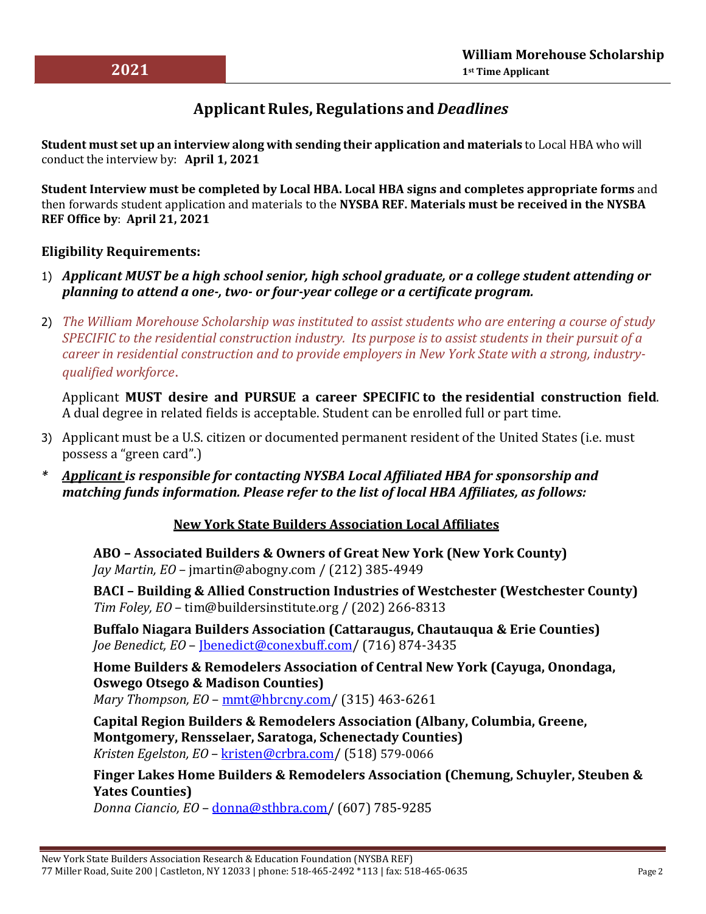## Applicant Rules, Regulations and *Deadlines*

**Student must set up an interview along with sending their application and materials** to Local HBA who will conduct the interview by: **April 1, 2021**

**Student Interview must be completed by Local HBA. Local HBA signs and completes appropriate forms** and then forwards student application and materials to the **NYSBA REF. Materials must be received in the NYSBA REF Office by**: **April 21, 2021**

### Eligibility Requirements:

1) ***Applicant MUST be a high school senior, high school graduate, or a college student attending or planning to attend a one-, two- or four-year college or a certificate program.***

2) *The William Morehouse Scholarship was instituted to assist students who are entering a course of study SPECIFIC to the residential construction industry. Its purpose is to assist students in their pursuit of a career in residential construction and to provide employers in New York State with a strong, industry-qualified workforce*.

   Applicant **MUST desire and PURSUE a career SPECIFIC to the residential construction field**. A dual degree in related fields is acceptable. Student can be enrolled full or part time.

3) Applicant must be a U.S. citizen or documented permanent resident of the United States (i.e. must possess a "green card".)

\* ***Applicant is responsible for contacting NYSBA Local Affiliated HBA for sponsorship and matching funds information. Please refer to the list of local HBA Affiliates, as follows:***

#### New York State Builders Association Local Affiliates

**ABO – Associated Builders & Owners of Great New York (New York County)**
*Jay Martin, EO* – jmartin@abogny.com / (212) 385-4949

**BACI – Building & Allied Construction Industries of Westchester (Westchester County)**
*Tim Foley, EO* – tim@buildersinstitute.org / (202) 266-8313

**Buffalo Niagara Builders Association (Cattaraugus, Chautauqua & Erie Counties)**
*Joe Benedict, EO* – Jbenedict@conexbuff.com/ (716) 874-3435

**Home Builders & Remodelers Association of Central New York (Cayuga, Onondaga, Oswego Otsego & Madison Counties)**
*Mary Thompson, EO* – mmt@hbrcny.com/ (315) 463-6261

**Capital Region Builders & Remodelers Association (Albany, Columbia, Greene, Montgomery, Rensselaer, Saratoga, Schenectady Counties)**
*Kristen Egelston, EO* – kristen@crbra.com/ (518) 579-0066

**Finger Lakes Home Builders & Remodelers Association (Chemung, Schuyler, Steuben & Yates Counties)**
*Donna Ciancio, EO* – donna@sthbra.com/ (607) 785-9285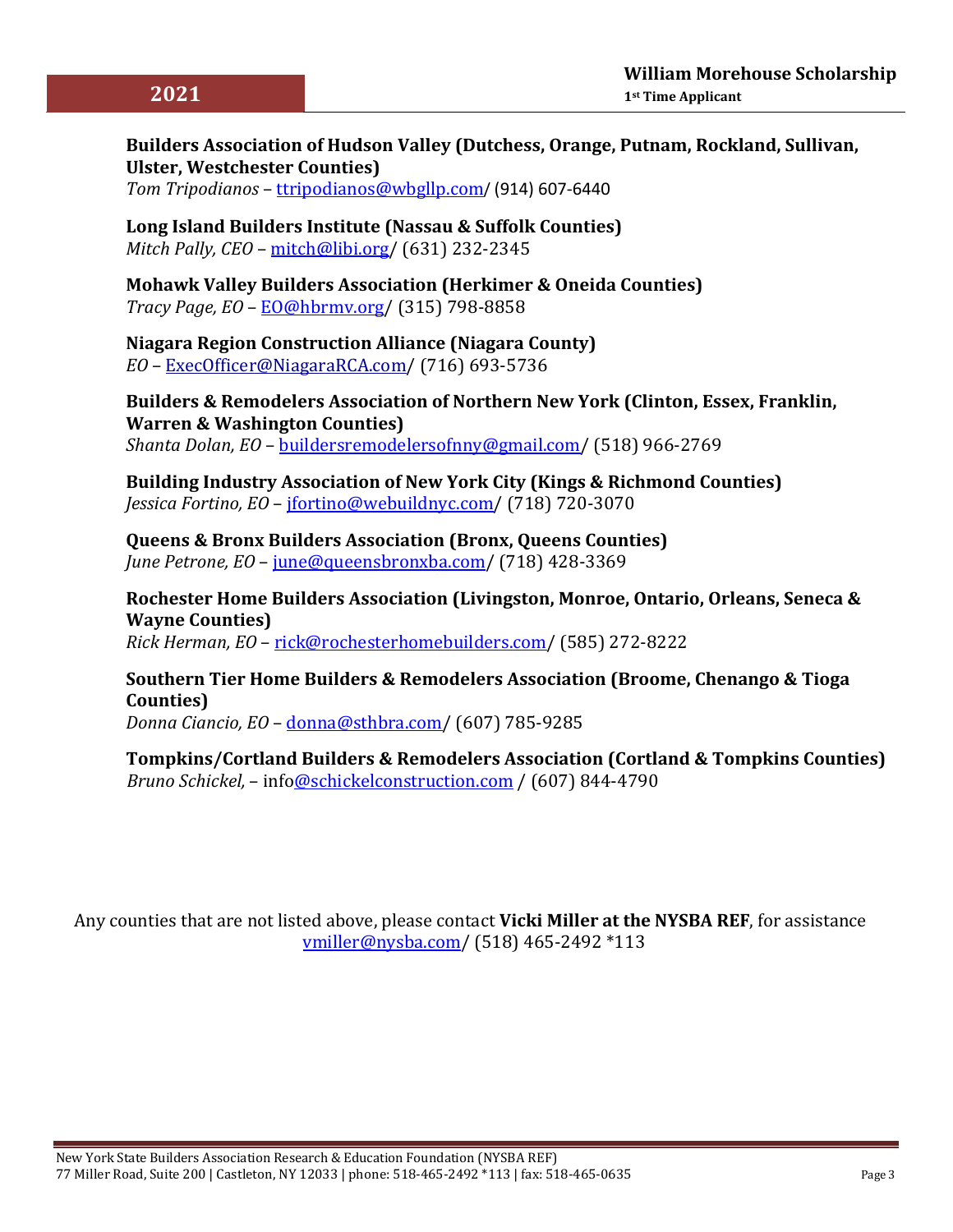**Builders Association of Hudson Valley (Dutchess, Orange, Putnam, Rockland, Sullivan, Ulster, Westchester Counties)**
*Tom Tripodianos* – ttripodianos@wbgllp.com/ (914) 607-6440

**Long Island Builders Institute (Nassau & Suffolk Counties)**
*Mitch Pally, CEO* – mitch@libi.org/ (631) 232-2345

**Mohawk Valley Builders Association (Herkimer & Oneida Counties)**
*Tracy Page, EO* – EO@hbrmv.org/ (315) 798-8858

**Niagara Region Construction Alliance (Niagara County)**
*EO* – ExecOfficer@NiagaraRCA.com/ (716) 693-5736

**Builders & Remodelers Association of Northern New York (Clinton, Essex, Franklin, Warren & Washington Counties)**
*Shanta Dolan, EO* – buildersremodelersofnny@gmail.com/ (518) 966-2769

**Building Industry Association of New York City (Kings & Richmond Counties)**
*Jessica Fortino, EO* – jfortino@webuildnyc.com/ (718) 720-3070

**Queens & Bronx Builders Association (Bronx, Queens Counties)**
*June Petrone, EO* – june@queensbronxba.com/ (718) 428-3369

**Rochester Home Builders Association (Livingston, Monroe, Ontario, Orleans, Seneca & Wayne Counties)**
*Rick Herman, EO* – rick@rochesterhomebuilders.com/ (585) 272-8222

**Southern Tier Home Builders & Remodelers Association (Broome, Chenango & Tioga Counties)**
*Donna Ciancio, EO* – donna@sthbra.com/ (607) 785-9285

**Tompkins/Cortland Builders & Remodelers Association (Cortland & Tompkins Counties)**
*Bruno Schickel,* – info@schickelconstruction.com / (607) 844-4790

Any counties that are not listed above, please contact **Vicki Miller at the NYSBA REF**, for assistance vmiller@nysba.com/ (518) 465-2492 *113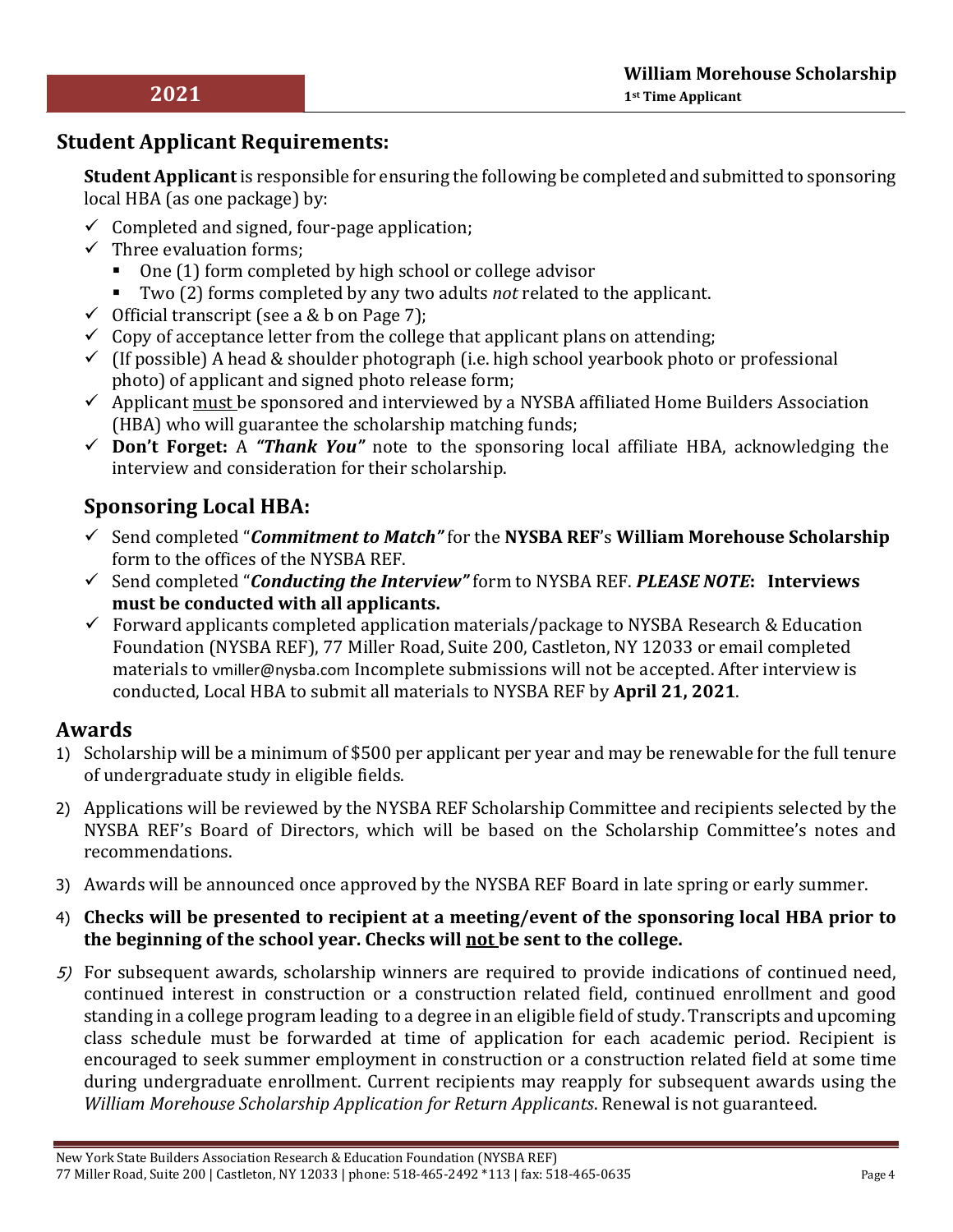## Student Applicant Requirements:

**Student Applicant** is responsible for ensuring the following be completed and submitted to sponsoring local HBA (as one package) by:

- ✓ Completed and signed, four-page application;
- ✓ Three evaluation forms;
  - One (1) form completed by high school or college advisor
  - Two (2) forms completed by any two adults *not* related to the applicant.
- ✓ Official transcript (see a & b on Page 7);
- ✓ Copy of acceptance letter from the college that applicant plans on attending;
- ✓ (If possible) A head & shoulder photograph (i.e. high school yearbook photo or professional photo) of applicant and signed photo release form;
- ✓ Applicant must be sponsored and interviewed by a NYSBA affiliated Home Builders Association (HBA) who will guarantee the scholarship matching funds;
- ✓ **Don't Forget:** A ***"Thank You"*** note to the sponsoring local affiliate HBA, acknowledging the interview and consideration for their scholarship.

## Sponsoring Local HBA:

- ✓ Send completed "***Commitment to Match"*** for the **NYSBA REF**'s **William Morehouse Scholarship** form to the offices of the NYSBA REF.
- ✓ Send completed "***Conducting the Interview"*** form to NYSBA REF. ***PLEASE NOTE*****: Interviews must be conducted with all applicants.**
- ✓ Forward applicants completed application materials/package to NYSBA Research & Education Foundation (NYSBA REF), 77 Miller Road, Suite 200, Castleton, NY 12033 or email completed materials to vmiller@nysba.com Incomplete submissions will not be accepted. After interview is conducted, Local HBA to submit all materials to NYSBA REF by **April 21, 2021**.

## Awards

1) Scholarship will be a minimum of $500 per applicant per year and may be renewable for the full tenure of undergraduate study in eligible fields.
2) Applications will be reviewed by the NYSBA REF Scholarship Committee and recipients selected by the NYSBA REF's Board of Directors, which will be based on the Scholarship Committee's notes and recommendations.
3) Awards will be announced once approved by the NYSBA REF Board in late spring or early summer.
4) **Checks will be presented to recipient at a meeting/event of the sponsoring local HBA prior to the beginning of the school year. Checks will not be sent to the college.**
5) For subsequent awards, scholarship winners are required to provide indications of continued need, continued interest in construction or a construction related field, continued enrollment and good standing in a college program leading to a degree in an eligible field of study. Transcripts and upcoming class schedule must be forwarded at time of application for each academic period. Recipient is encouraged to seek summer employment in construction or a construction related field at some time during undergraduate enrollment. Current recipients may reapply for subsequent awards using the *William Morehouse Scholarship Application for Return Applicants*. Renewal is not guaranteed.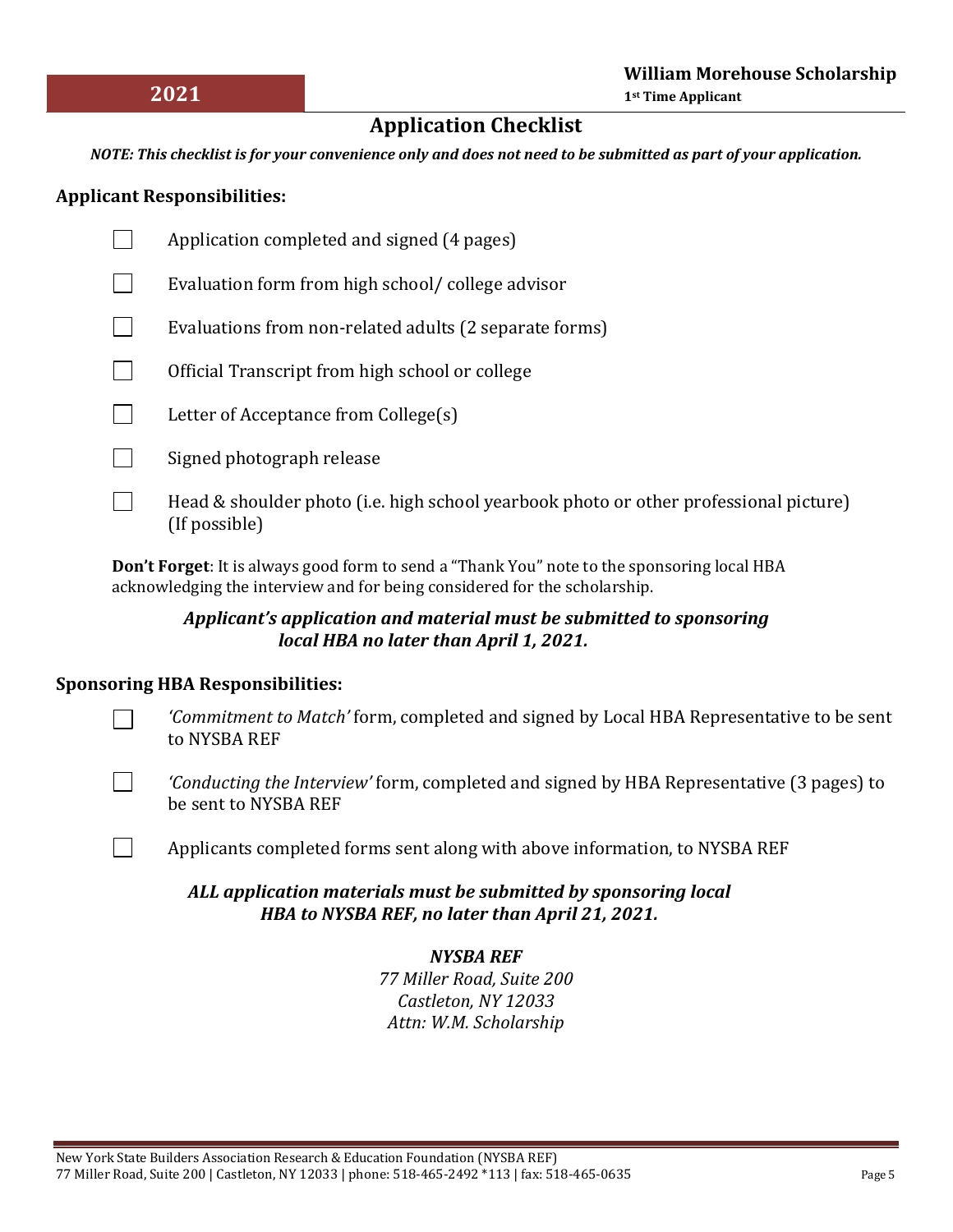## Application Checklist

***NOTE: This checklist is for your convenience only and does not need to be submitted as part of your application.***

### Applicant Responsibilities:

- [ ] Application completed and signed (4 pages)
- [ ] Evaluation form from high school/ college advisor
- [ ] Evaluations from non-related adults (2 separate forms)
- [ ] Official Transcript from high school or college
- [ ] Letter of Acceptance from College(s)
- [ ] Signed photograph release
- [ ] Head & shoulder photo (i.e. high school yearbook photo or other professional picture) (If possible)

**Don't Forget**: It is always good form to send a "Thank You" note to the sponsoring local HBA acknowledging the interview and for being considered for the scholarship.

***Applicant's application and material must be submitted to sponsoring local HBA no later than April 1, 2021.***

### Sponsoring HBA Responsibilities:

- [ ] *'Commitment to Match'* form, completed and signed by Local HBA Representative to be sent to NYSBA REF
- [ ] *'Conducting the Interview'* form, completed and signed by HBA Representative (3 pages) to be sent to NYSBA REF
- [ ] Applicants completed forms sent along with above information, to NYSBA REF

***ALL application materials must be submitted by sponsoring local HBA to NYSBA REF, no later than April 21, 2021.***

***NYSBA REF***
*77 Miller Road, Suite 200*
*Castleton, NY 12033*
*Attn: W.M. Scholarship*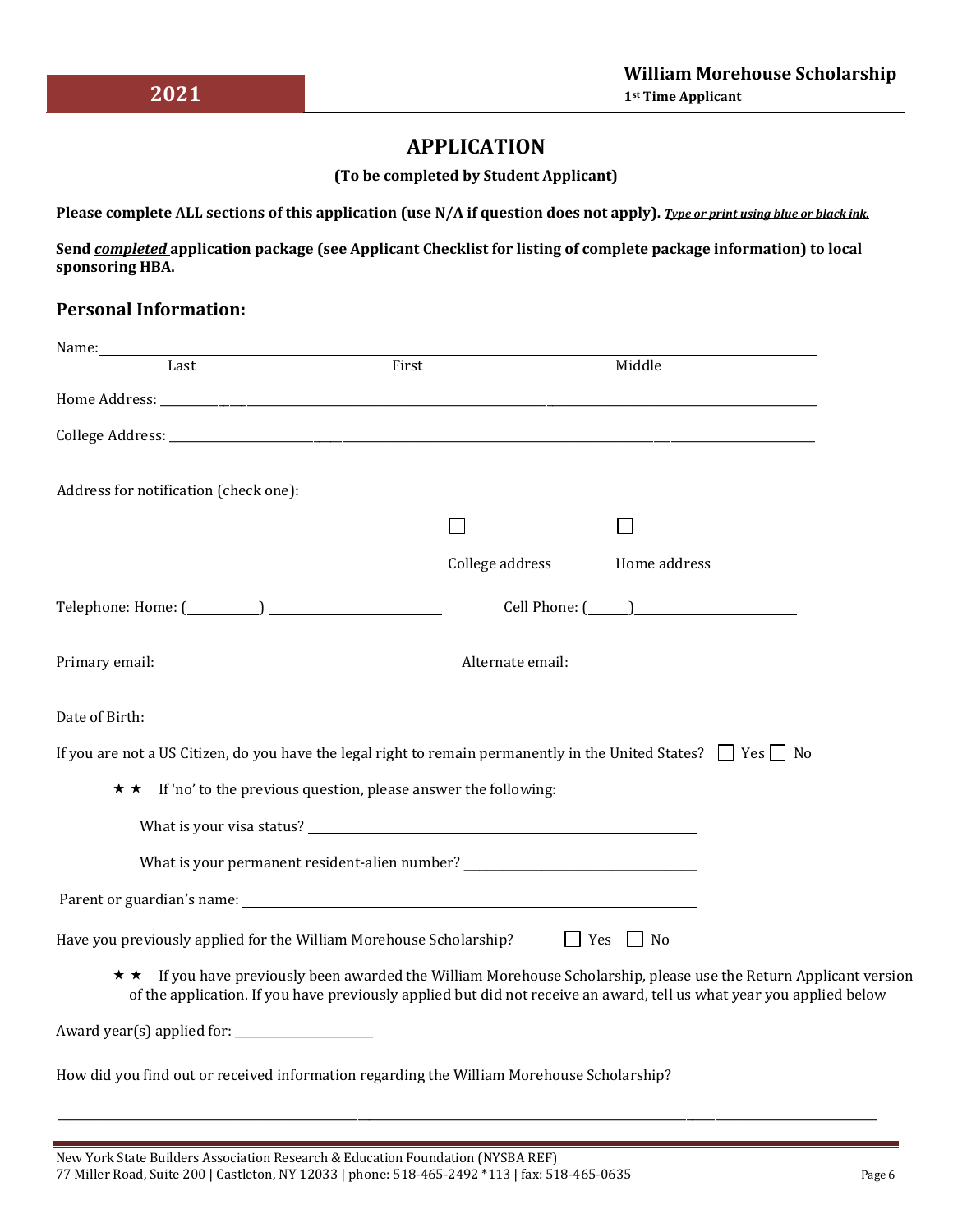# APPLICATION

**(To be completed by Student Applicant)**

**Please complete ALL sections of this application (use N/A if question does not apply).** ***Type or print using blue or black ink.***

**Send *completed* application package (see Applicant Checklist for listing of complete package information) to local sponsoring HBA.**

## Personal Information:

Name: ______________________________________________________________
Last First Middle

Home Address: ______________________________________________________________

College Address: ______________________________________________________________

Address for notification (check one):

☐ College address ☐ Home address

Telephone: Home: (________) ____________________ Cell Phone: (_____)____________________

Primary email: ______________________________ Alternate email: ____________________________

Date of Birth: ____________________

If you are not a US Citizen, do you have the legal right to remain permanently in the United States? ☐ Yes ☐ No

★ ★ If 'no' to the previous question, please answer the following:

What is your visa status? ____________________________________________

What is your permanent resident-alien number? ____________________________

Parent or guardian's name: ____________________________________________

Have you previously applied for the William Morehouse Scholarship? ☐ Yes ☐ No

★ ★ If you have previously been awarded the William Morehouse Scholarship, please use the Return Applicant version of the application. If you have previously applied but did not receive an award, tell us what year you applied below

Award year(s) applied for: ________________

How did you find out or received information regarding the William Morehouse Scholarship?

______________________________________________________________________________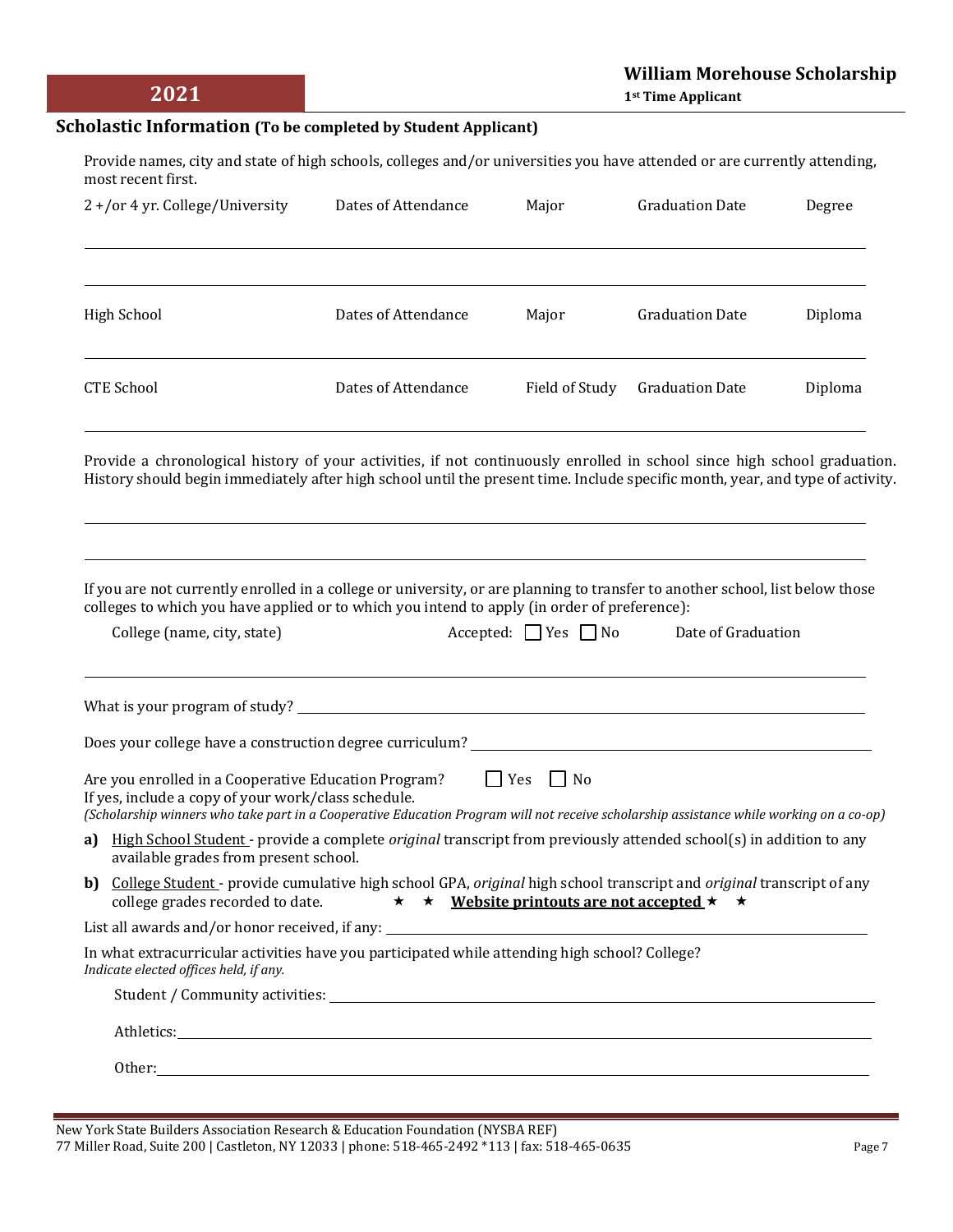## Scholastic Information (To be completed by Student Applicant)

Provide names, city and state of high schools, colleges and/or universities you have attended or are currently attending, most recent first.

| 2 +/or 4 yr. College/University | Dates of Attendance | Major | Graduation Date | Degree |
|---|---|---|---|---|
| | | | | |
| | | | | |

| High School | Dates of Attendance | Major | Graduation Date | Diploma |
|---|---|---|---|---|
| | | | | |

| CTE School | Dates of Attendance | Field of Study | Graduation Date | Diploma |
|---|---|---|---|---|
| | | | | |

Provide a chronological history of your activities, if not continuously enrolled in school since high school graduation. History should begin immediately after high school until the present time. Include specific month, year, and type of activity.

\_\_\_\_\_\_\_\_\_\_\_\_\_\_\_\_\_\_\_\_\_\_\_\_\_\_\_\_\_\_\_\_\_\_\_\_\_\_\_\_\_\_\_\_\_\_\_\_\_\_\_\_\_\_\_\_\_\_\_\_\_\_\_\_\_\_\_\_\_\_\_\_\_\_\_\_\_\_

\_\_\_\_\_\_\_\_\_\_\_\_\_\_\_\_\_\_\_\_\_\_\_\_\_\_\_\_\_\_\_\_\_\_\_\_\_\_\_\_\_\_\_\_\_\_\_\_\_\_\_\_\_\_\_\_\_\_\_\_\_\_\_\_\_\_\_\_\_\_\_\_\_\_\_\_\_\_

If you are not currently enrolled in a college or university, or are planning to transfer to another school, list below those colleges to which you have applied or to which you intend to apply (in order of preference):

| College (name, city, state) | Accepted: ☐ Yes ☐ No | Date of Graduation |
|---|---|---|
| | | |

What is your program of study? \_\_\_\_\_\_\_\_\_\_\_\_\_\_\_\_\_\_\_\_\_\_\_\_\_\_\_\_\_\_\_\_\_\_\_\_\_\_\_\_\_\_\_\_\_\_\_\_

Does your college have a construction degree curriculum? \_\_\_\_\_\_\_\_\_\_\_\_\_\_\_\_\_\_\_\_\_\_\_\_\_\_\_\_\_\_\_\_\_\_\_\_

Are you enrolled in a Cooperative Education Program? ☐ Yes ☐ No
If yes, include a copy of your work/class schedule.
*(Scholarship winners who take part in a Cooperative Education Program will not receive scholarship assistance while working on a co-op)*

**a)** High School Student - provide a complete *original* transcript from previously attended school(s) in addition to any available grades from present school.

**b)** College Student - provide cumulative high school GPA, *original* high school transcript and *original* transcript of any college grades recorded to date. ★ ★ **Website printouts are not accepted** ★ ★

List all awards and/or honor received, if any: \_\_\_\_\_\_\_\_\_\_\_\_\_\_\_\_\_\_\_\_\_\_\_\_\_\_\_\_\_\_\_\_\_\_\_\_\_\_\_\_\_\_\_\_

In what extracurricular activities have you participated while attending high school? College?
*Indicate elected offices held, if any.*

Student / Community activities: \_\_\_\_\_\_\_\_\_\_\_\_\_\_\_\_\_\_\_\_\_\_\_\_\_\_\_\_\_\_\_\_\_\_\_\_\_\_\_\_\_\_\_\_\_\_\_\_

Athletics: \_\_\_\_\_\_\_\_\_\_\_\_\_\_\_\_\_\_\_\_\_\_\_\_\_\_\_\_\_\_\_\_\_\_\_\_\_\_\_\_\_\_\_\_\_\_\_\_\_\_\_\_\_\_\_\_\_\_\_\_\_\_\_\_\_

Other: \_\_\_\_\_\_\_\_\_\_\_\_\_\_\_\_\_\_\_\_\_\_\_\_\_\_\_\_\_\_\_\_\_\_\_\_\_\_\_\_\_\_\_\_\_\_\_\_\_\_\_\_\_\_\_\_\_\_\_\_\_\_\_\_\_\_\_\_\_

New York State Builders Association Research & Education Foundation (NYSBA REF)
77 Miller Road, Suite 200 | Castleton, NY 12033 | phone: 518-465-2492 *113 | fax: 518-465-0635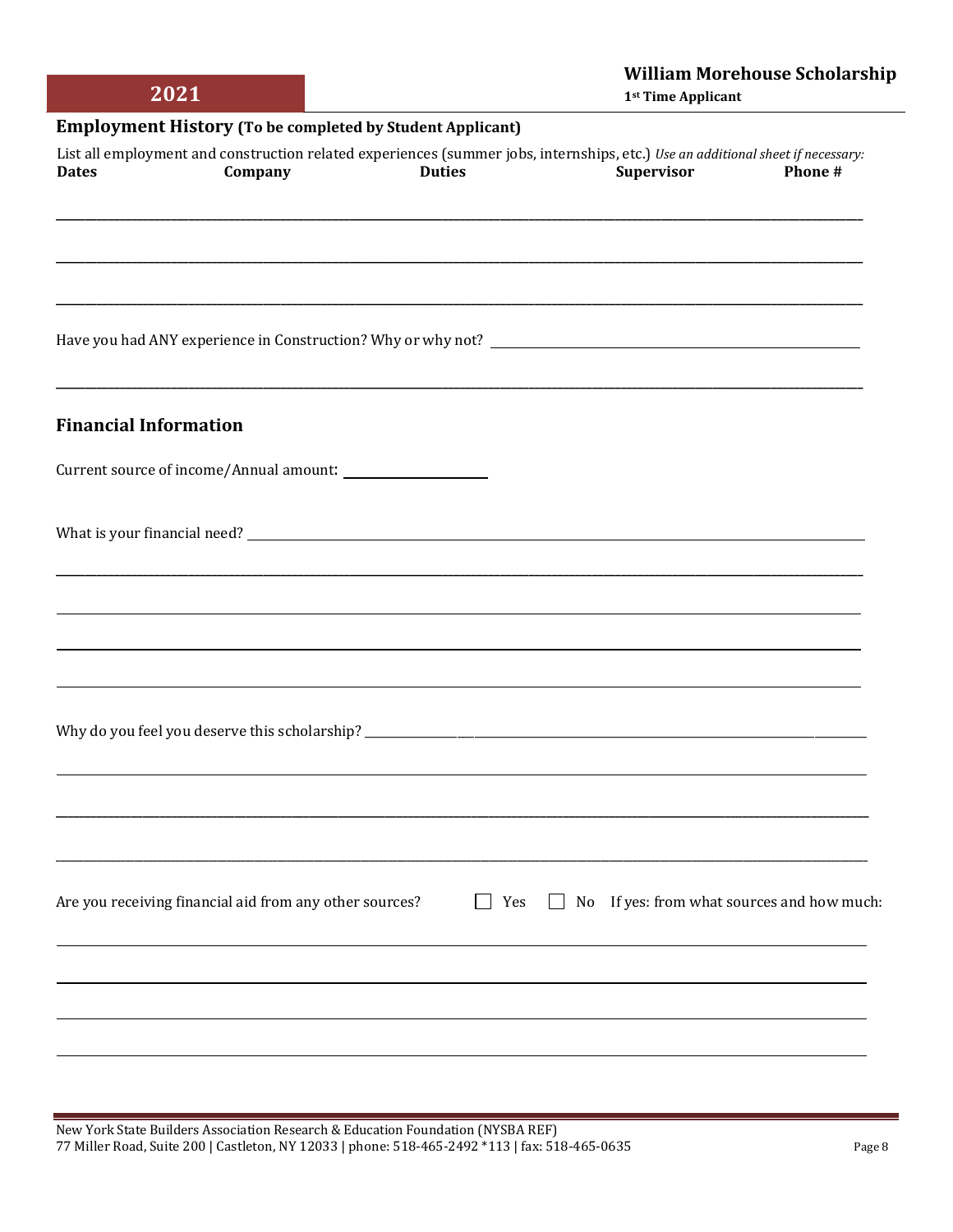## Employment History (To be completed by Student Applicant)

List all employment and construction related experiences (summer jobs, internships, etc.) *Use an additional sheet if necessary:*

| Dates | Company | Duties | Supervisor | Phone # |
|---|---|---|---|---|
| | | | | |
| | | | | |
| | | | | |

Have you had ANY experience in Construction? Why or why not? ____________________

____________________

## Financial Information

Current source of income/Annual amount: ____________________

What is your financial need? ____________________

____________________

____________________

____________________

____________________

Why do you feel you deserve this scholarship? ____________________

____________________

____________________

____________________

Are you receiving financial aid from any other sources? ☐ Yes ☐ No If yes: from what sources and how much:

____________________

____________________

____________________

____________________

New York State Builders Association Research & Education Foundation (NYSBA REF)
77 Miller Road, Suite 200 | Castleton, NY 12033 | phone: 518-465-2492 *113 | fax: 518-465-0635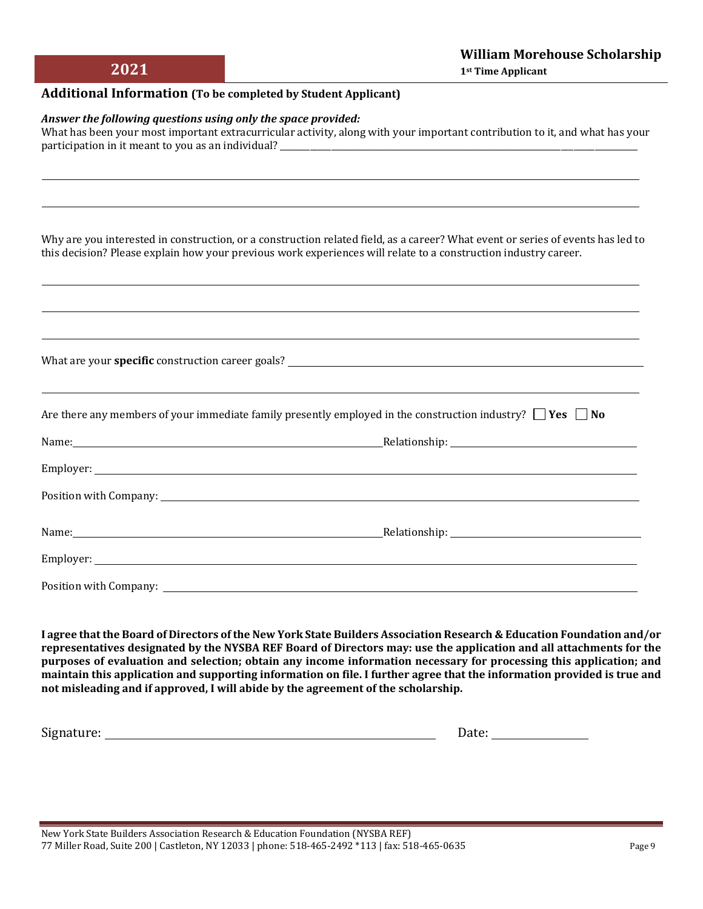## Additional Information (To be completed by Student Applicant)

***Answer the following questions using only the space provided:***

What has been your most important extracurricular activity, along with your important contribution to it, and what has your participation in it meant to you as an individual? ______________________________________________

______________________________________________________________________________

______________________________________________________________________________

Why are you interested in construction, or a construction related field, as a career? What event or series of events has led to this decision? Please explain how your previous work experiences will relate to a construction industry career.

______________________________________________________________________________

______________________________________________________________________________

______________________________________________________________________________

What are your **specific** construction career goals? ______________________________________________

______________________________________________________________________________

Are there any members of your immediate family presently employed in the construction industry? ☐ **Yes** ☐ **No**

Name: ______________________________ Relationship: ______________________________

Employer: ______________________________________________________________________

Position with Company: __________________________________________________________

Name: ______________________________ Relationship: ______________________________

Employer: ______________________________________________________________________

Position with Company: __________________________________________________________

**I agree that the Board of Directors of the New York State Builders Association Research & Education Foundation and/or representatives designated by the NYSBA REF Board of Directors may: use the application and all attachments for the purposes of evaluation and selection; obtain any income information necessary for processing this application; and maintain this application and supporting information on file. I further agree that the information provided is true and not misleading and if approved, I will abide by the agreement of the scholarship.**

Signature: ______________________________ Date: ______________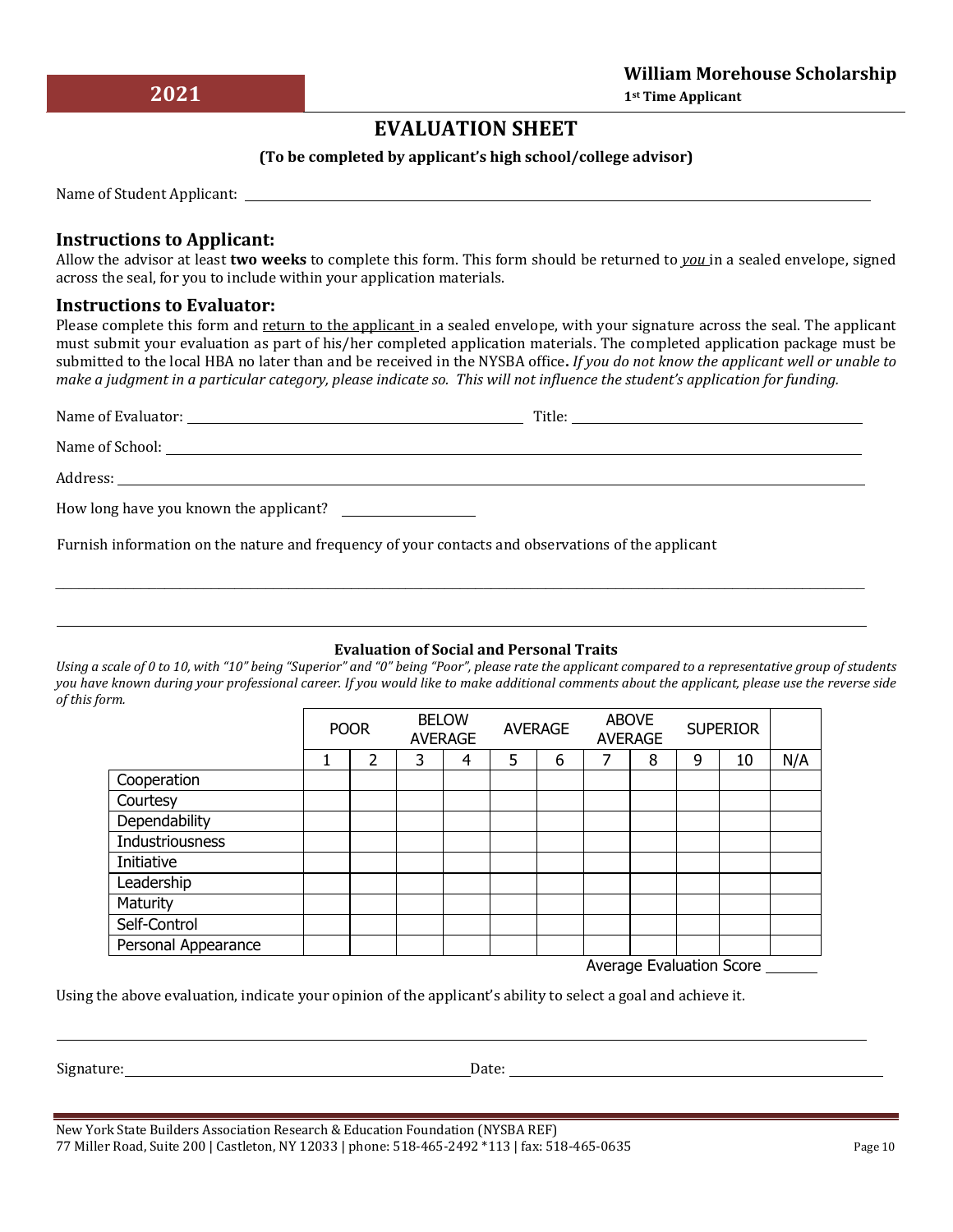**2021**

**William Morehouse Scholarship**

**1st Time Applicant**

# EVALUATION SHEET

**(To be completed by applicant's high school/college advisor)**

Name of Student Applicant: ______________________________

## Instructions to Applicant:

Allow the advisor at least **two weeks** to complete this form. This form should be returned to *you* in a sealed envelope, signed across the seal, for you to include within your application materials.

## Instructions to Evaluator:

Please complete this form and return to the applicant in a sealed envelope, with your signature across the seal. The applicant must submit your evaluation as part of his/her completed application materials. The completed application package must be submitted to the local HBA no later than and be received in the NYSBA office**.** *If you do not know the applicant well or unable to make a judgment in a particular category, please indicate so. This will not influence the student's application for funding.*

Name of Evaluator: ______________________________ Title: ______________________________

Name of School: ______________________________

Address: ______________________________

How long have you known the applicant? ______________

Furnish information on the nature and frequency of your contacts and observations of the applicant

______________________________

______________________________

**Evaluation of Social and Personal Traits**

*Using a scale of 0 to 10, with "10" being "Superior" and "0" being "Poor", please rate the applicant compared to a representative group of students you have known during your professional career. If you would like to make additional comments about the applicant, please use the reverse side of this form.*

| | POOR | | BELOW AVERAGE | | AVERAGE | | ABOVE AVERAGE | | SUPERIOR | | |
|---|---|---|---|---|---|---|---|---|---|---|---|
| | 1 | 2 | 3 | 4 | 5 | 6 | 7 | 8 | 9 | 10 | N/A |
| Cooperation | | | | | | | | | | | |
| Courtesy | | | | | | | | | | | |
| Dependability | | | | | | | | | | | |
| Industriousness | | | | | | | | | | | |
| Initiative | | | | | | | | | | | |
| Leadership | | | | | | | | | | | |
| Maturity | | | | | | | | | | | |
| Self-Control | | | | | | | | | | | |
| Personal Appearance | | | | | | | | | | | |

Average Evaluation Score ______

Using the above evaluation, indicate your opinion of the applicant's ability to select a goal and achieve it.

______________________________

Signature: ______________________________ Date: ______________________________

New York State Builders Association Research & Education Foundation (NYSBA REF)
77 Miller Road, Suite 200 | Castleton, NY 12033 | phone: 518-465-2492 *113 | fax: 518-465-0635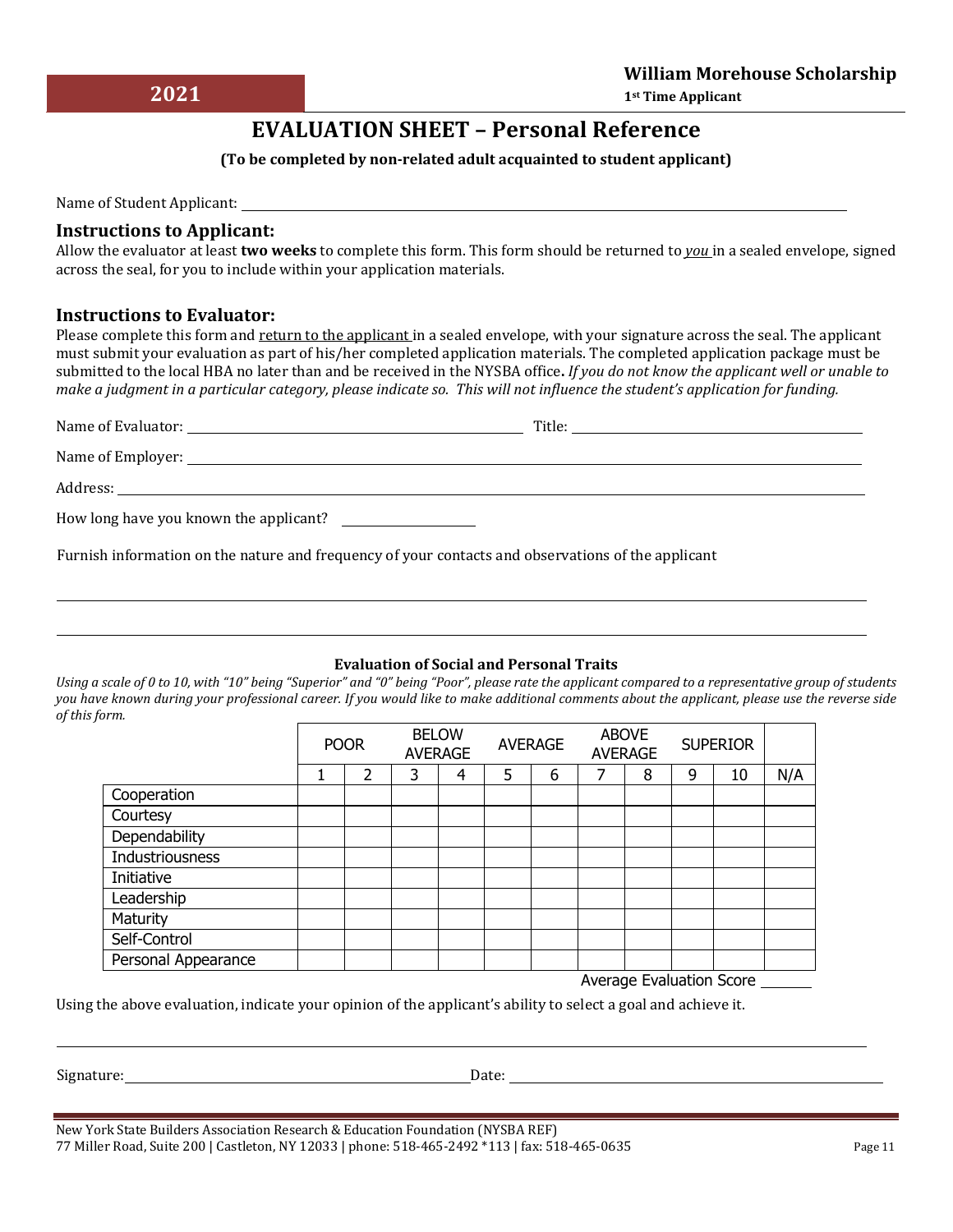**2021**

**William Morehouse Scholarship**

**1st Time Applicant**

# EVALUATION SHEET – Personal Reference

**(To be completed by non-related adult acquainted to student applicant)**

Name of Student Applicant: ______________________________________________

## Instructions to Applicant:

Allow the evaluator at least **two weeks** to complete this form. This form should be returned to *you* in a sealed envelope, signed across the seal, for you to include within your application materials.

## Instructions to Evaluator:

Please complete this form and return to the applicant in a sealed envelope, with your signature across the seal. The applicant must submit your evaluation as part of his/her completed application materials. The completed application package must be submitted to the local HBA no later than and be received in the NYSBA office**.** *If you do not know the applicant well or unable to make a judgment in a particular category, please indicate so. This will not influence the student's application for funding.*

Name of Evaluator: ______________________________ Title: ______________________________

Name of Employer: ______________________________________________

Address: ______________________________________________

How long have you known the applicant? ______________

Furnish information on the nature and frequency of your contacts and observations of the applicant

______________________________________________

______________________________________________

**Evaluation of Social and Personal Traits**

*Using a scale of 0 to 10, with "10" being "Superior" and "0" being "Poor", please rate the applicant compared to a representative group of students you have known during your professional career. If you would like to make additional comments about the applicant, please use the reverse side of this form.*

| | POOR | | BELOW AVERAGE | | AVERAGE | | ABOVE AVERAGE | | SUPERIOR | | |
|---|---|---|---|---|---|---|---|---|---|---|---|
| | 1 | 2 | 3 | 4 | 5 | 6 | 7 | 8 | 9 | 10 | N/A |
| Cooperation | | | | | | | | | | | |
| Courtesy | | | | | | | | | | | |
| Dependability | | | | | | | | | | | |
| Industriousness | | | | | | | | | | | |
| Initiative | | | | | | | | | | | |
| Leadership | | | | | | | | | | | |
| Maturity | | | | | | | | | | | |
| Self-Control | | | | | | | | | | | |
| Personal Appearance | | | | | | | | | | | |

Average Evaluation Score ______

Using the above evaluation, indicate your opinion of the applicant's ability to select a goal and achieve it.

______________________________________________

Signature: ______________________________ Date: ______________________________

New York State Builders Association Research & Education Foundation (NYSBA REF)
77 Miller Road, Suite 200 | Castleton, NY 12033 | phone: 518-465-2492 *113 | fax: 518-465-0635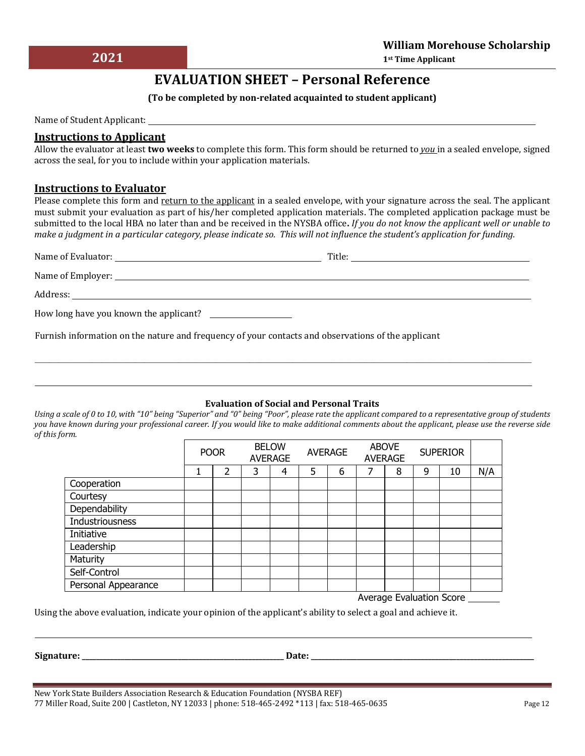**2021**

**William Morehouse Scholarship**

**1st Time Applicant**

# EVALUATION SHEET – Personal Reference

**(To be completed by non-related acquainted to student applicant)**

Name of Student Applicant: ______________________________

## Instructions to Applicant

Allow the evaluator at least **two weeks** to complete this form. This form should be returned to *you* in a sealed envelope, signed across the seal, for you to include within your application materials.

## Instructions to Evaluator

Please complete this form and return to the applicant in a sealed envelope, with your signature across the seal. The applicant must submit your evaluation as part of his/her completed application materials. The completed application package must be submitted to the local HBA no later than and be received in the NYSBA office**.** *If you do not know the applicant well or unable to make a judgment in a particular category, please indicate so. This will not influence the student's application for funding.*

Name of Evaluator: ______________________ Title: ______________________

Name of Employer: ______________________________

Address: ______________________________

How long have you known the applicant? ______________

Furnish information on the nature and frequency of your contacts and observations of the applicant

______________________________

______________________________

**Evaluation of Social and Personal Traits**

*Using a scale of 0 to 10, with "10" being "Superior" and "0" being "Poor", please rate the applicant compared to a representative group of students you have known during your professional career. If you would like to make additional comments about the applicant, please use the reverse side of this form.*

| | POOR | | BELOW AVERAGE | | AVERAGE | | ABOVE AVERAGE | | SUPERIOR | | |
|---|---|---|---|---|---|---|---|---|---|---|---|
| | 1 | 2 | 3 | 4 | 5 | 6 | 7 | 8 | 9 | 10 | N/A |
| Cooperation | | | | | | | | | | | |
| Courtesy | | | | | | | | | | | |
| Dependability | | | | | | | | | | | |
| Industriousness | | | | | | | | | | | |
| Initiative | | | | | | | | | | | |
| Leadership | | | | | | | | | | | |
| Maturity | | | | | | | | | | | |
| Self-Control | | | | | | | | | | | |
| Personal Appearance | | | | | | | | | | | |

Average Evaluation Score ______

Using the above evaluation, indicate your opinion of the applicant's ability to select a goal and achieve it.

______________________________

**Signature:** ______________________ **Date:** ______________________

New York State Builders Association Research & Education Foundation (NYSBA REF)
77 Miller Road, Suite 200 | Castleton, NY 12033 | phone: 518-465-2492 *113 | fax: 518-465-0635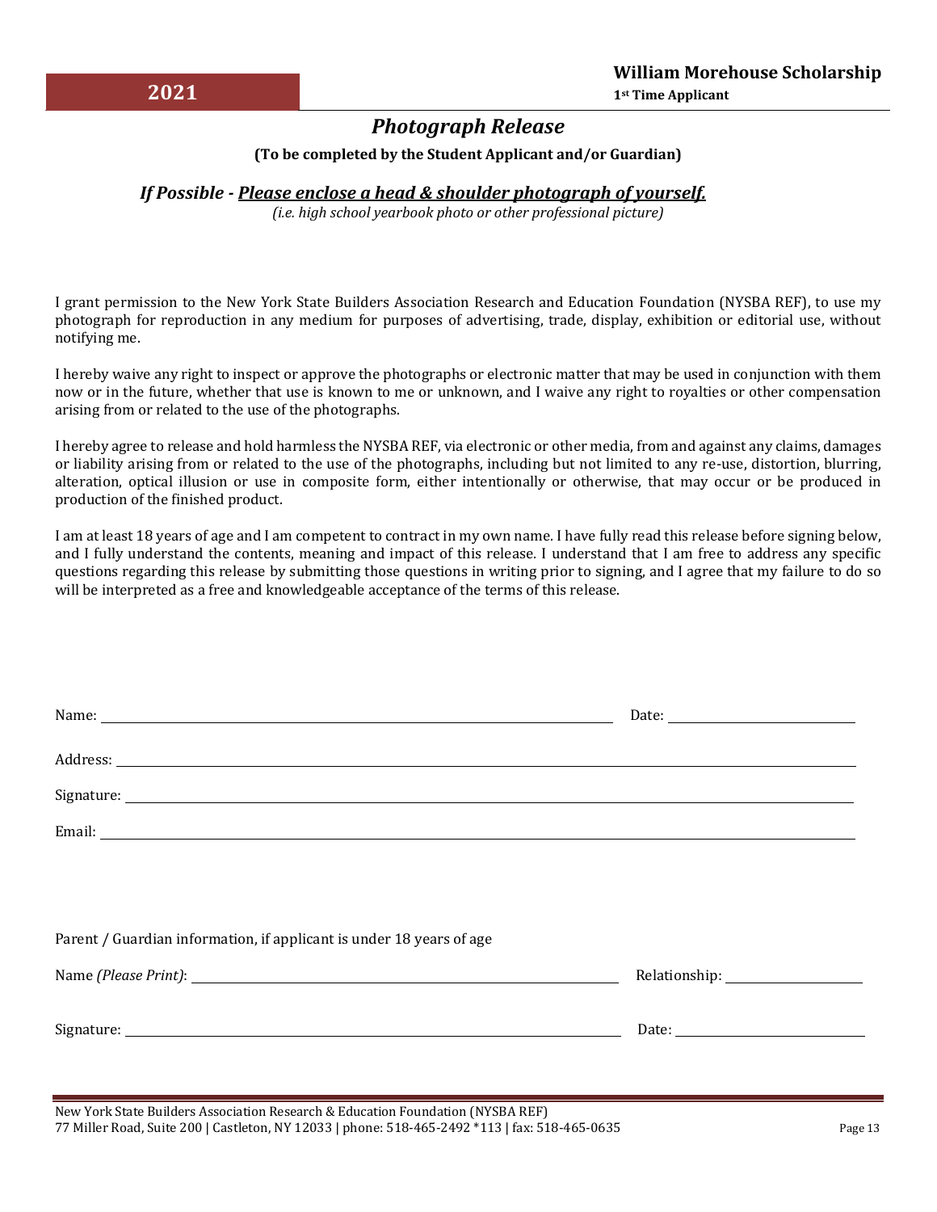**2021**

**William Morehouse Scholarship**

**1st Time Applicant**

## *Photograph Release*

**(To be completed by the Student Applicant and/or Guardian)**

### *If Possible - <u>Please enclose a head & shoulder photograph of yourself.</u>*

*(i.e. high school yearbook photo or other professional picture)*

I grant permission to the New York State Builders Association Research and Education Foundation (NYSBA REF), to use my photograph for reproduction in any medium for purposes of advertising, trade, display, exhibition or editorial use, without notifying me.

I hereby waive any right to inspect or approve the photographs or electronic matter that may be used in conjunction with them now or in the future, whether that use is known to me or unknown, and I waive any right to royalties or other compensation arising from or related to the use of the photographs.

I hereby agree to release and hold harmless the NYSBA REF, via electronic or other media, from and against any claims, damages or liability arising from or related to the use of the photographs, including but not limited to any re-use, distortion, blurring, alteration, optical illusion or use in composite form, either intentionally or otherwise, that may occur or be produced in production of the finished product.

I am at least 18 years of age and I am competent to contract in my own name. I have fully read this release before signing below, and I fully understand the contents, meaning and impact of this release. I understand that I am free to address any specific questions regarding this release by submitting those questions in writing prior to signing, and I agree that my failure to do so will be interpreted as a free and knowledgeable acceptance of the terms of this release.

Name: ______________________________ Date: ______________

Address: ______________________________

Signature: ______________________________

Email: ______________________________

Parent / Guardian information, if applicant is under 18 years of age

Name *(Please Print)*: ______________________________ Relationship: ______________

Signature: ______________________________ Date: ______________

New York State Builders Association Research & Education Foundation (NYSBA REF)
77 Miller Road, Suite 200 | Castleton, NY 12033 | phone: 518-465-2492 *113 | fax: 518-465-0635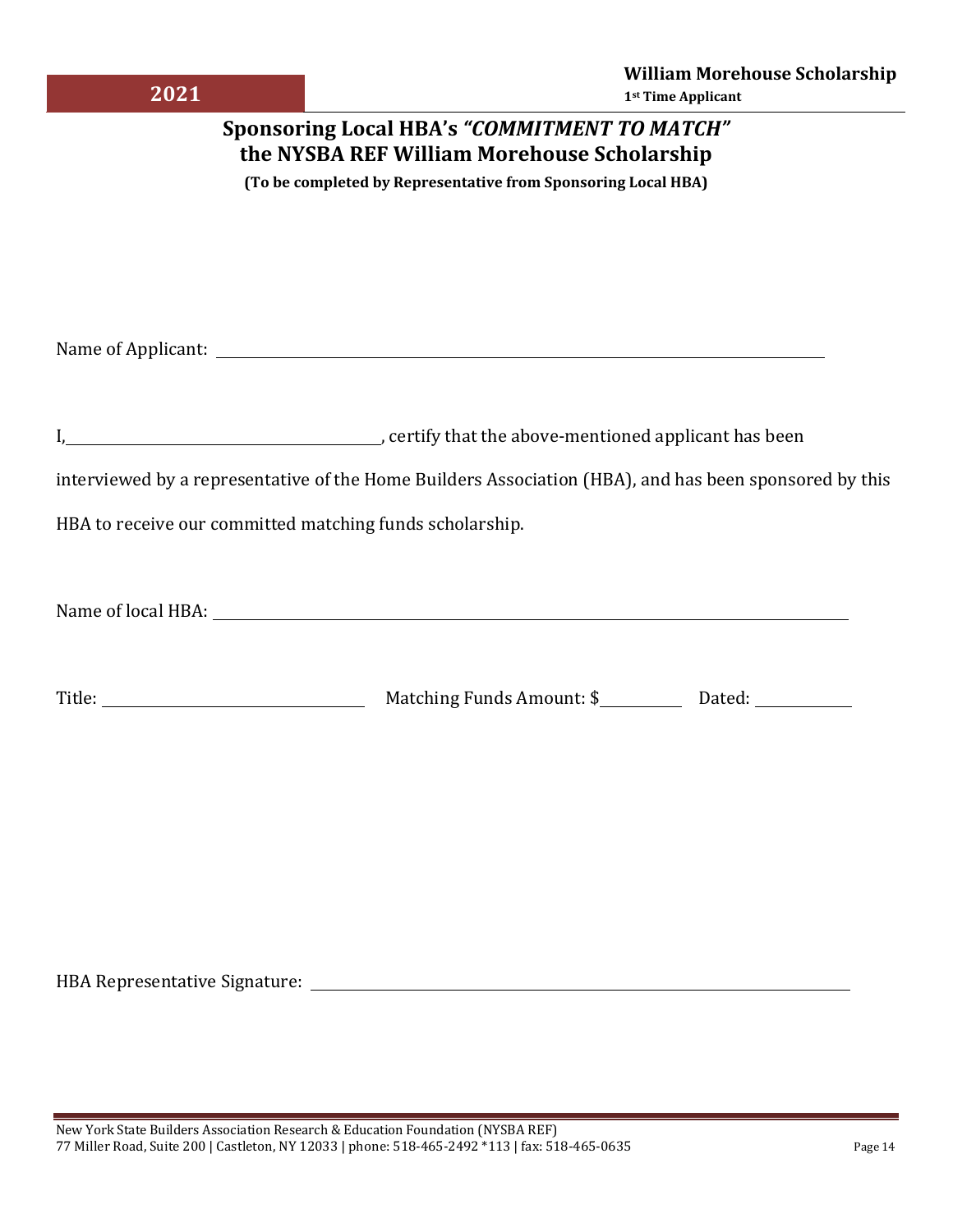## Sponsoring Local HBA's *"COMMITMENT TO MATCH"* the NYSBA REF William Morehouse Scholarship

**(To be completed by Representative from Sponsoring Local HBA)**

Name of Applicant: ______________________________________________

I, ______________________________, certify that the above-mentioned applicant has been interviewed by a representative of the Home Builders Association (HBA), and has been sponsored by this HBA to receive our committed matching funds scholarship.

Name of local HBA: ______________________________________________

Title: ______________________ Matching Funds Amount: $__________ Dated: __________

HBA Representative Signature: ______________________________________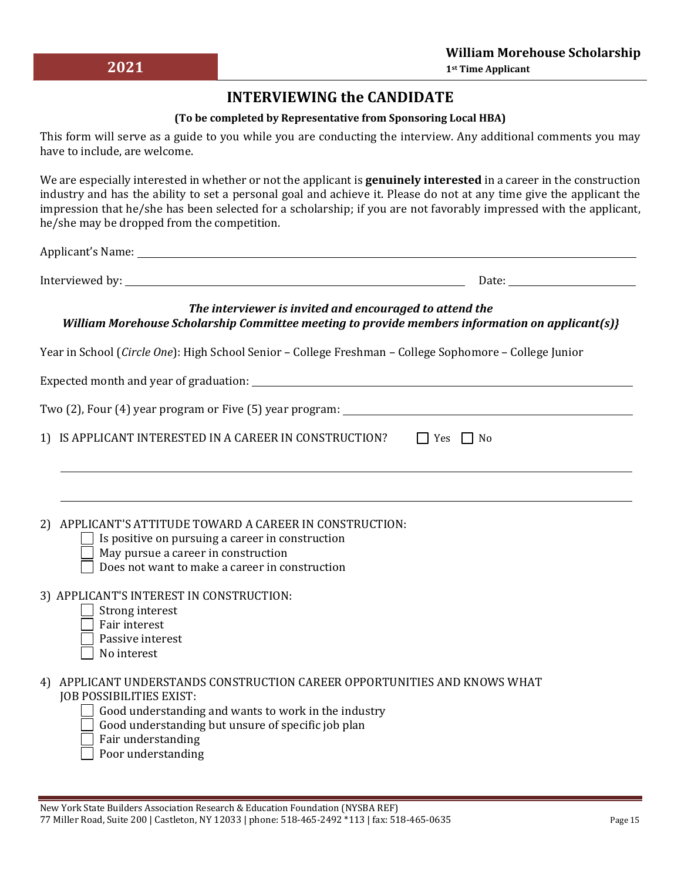# INTERVIEWING the CANDIDATE

**(To be completed by Representative from Sponsoring Local HBA)**

This form will serve as a guide to you while you are conducting the interview. Any additional comments you may have to include, are welcome.

We are especially interested in whether or not the applicant is **genuinely interested** in a career in the construction industry and has the ability to set a personal goal and achieve it. Please do not at any time give the applicant the impression that he/she has been selected for a scholarship; if you are not favorably impressed with the applicant, he/she may be dropped from the competition.

Applicant's Name: ________________________________________________

Interviewed by: ________________________________________ Date: ________________

***The interviewer is invited and encouraged to attend the William Morehouse Scholarship Committee meeting to provide members information on applicant(s)}***

Year in School (*Circle One*): High School Senior – College Freshman – College Sophomore – College Junior

Expected month and year of graduation: ________________________________________

Two (2), Four (4) year program or Five (5) year program: ________________________________

1) IS APPLICANT INTERESTED IN A CAREER IN CONSTRUCTION? ☐ Yes ☐ No

________________________________________________________________________

________________________________________________________________________

2) APPLICANT'S ATTITUDE TOWARD A CAREER IN CONSTRUCTION:
   - ☐ Is positive on pursuing a career in construction
   - ☐ May pursue a career in construction
   - ☐ Does not want to make a career in construction

3) APPLICANT'S INTEREST IN CONSTRUCTION:
   - ☐ Strong interest
   - ☐ Fair interest
   - ☐ Passive interest
   - ☐ No interest

4) APPLICANT UNDERSTANDS CONSTRUCTION CAREER OPPORTUNITIES AND KNOWS WHAT JOB POSSIBILITIES EXIST:
   - ☐ Good understanding and wants to work in the industry
   - ☐ Good understanding but unsure of specific job plan
   - ☐ Fair understanding
   - ☐ Poor understanding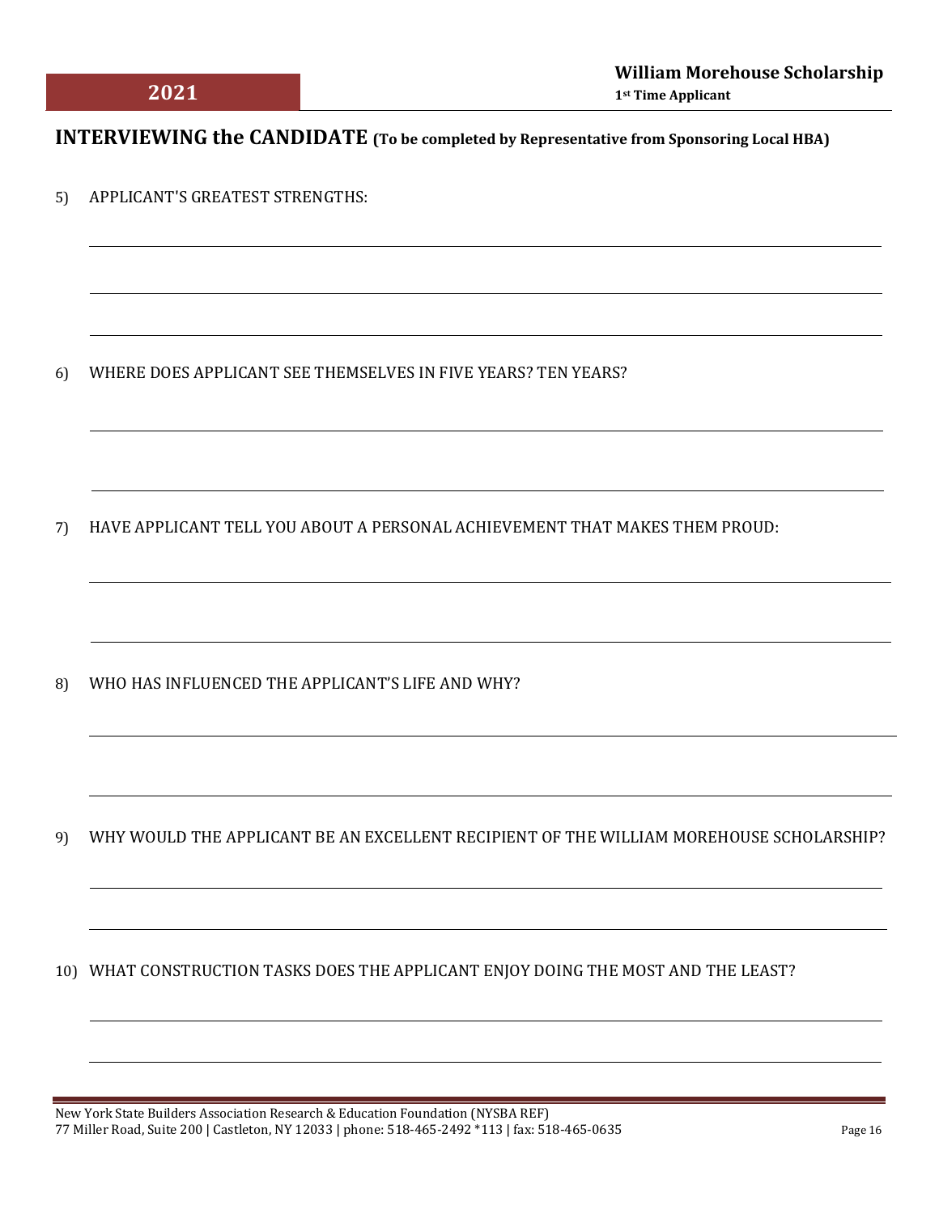## INTERVIEWING the CANDIDATE (To be completed by Representative from Sponsoring Local HBA)

5) APPLICANT'S GREATEST STRENGTHS:

______________________________________________________________________

______________________________________________________________________

______________________________________________________________________

6) WHERE DOES APPLICANT SEE THEMSELVES IN FIVE YEARS? TEN YEARS?

______________________________________________________________________

______________________________________________________________________

7) HAVE APPLICANT TELL YOU ABOUT A PERSONAL ACHIEVEMENT THAT MAKES THEM PROUD:

______________________________________________________________________

______________________________________________________________________

8) WHO HAS INFLUENCED THE APPLICANT'S LIFE AND WHY?

______________________________________________________________________

______________________________________________________________________

9) WHY WOULD THE APPLICANT BE AN EXCELLENT RECIPIENT OF THE WILLIAM MOREHOUSE SCHOLARSHIP?

______________________________________________________________________

______________________________________________________________________

10) WHAT CONSTRUCTION TASKS DOES THE APPLICANT ENJOY DOING THE MOST AND THE LEAST?

______________________________________________________________________

______________________________________________________________________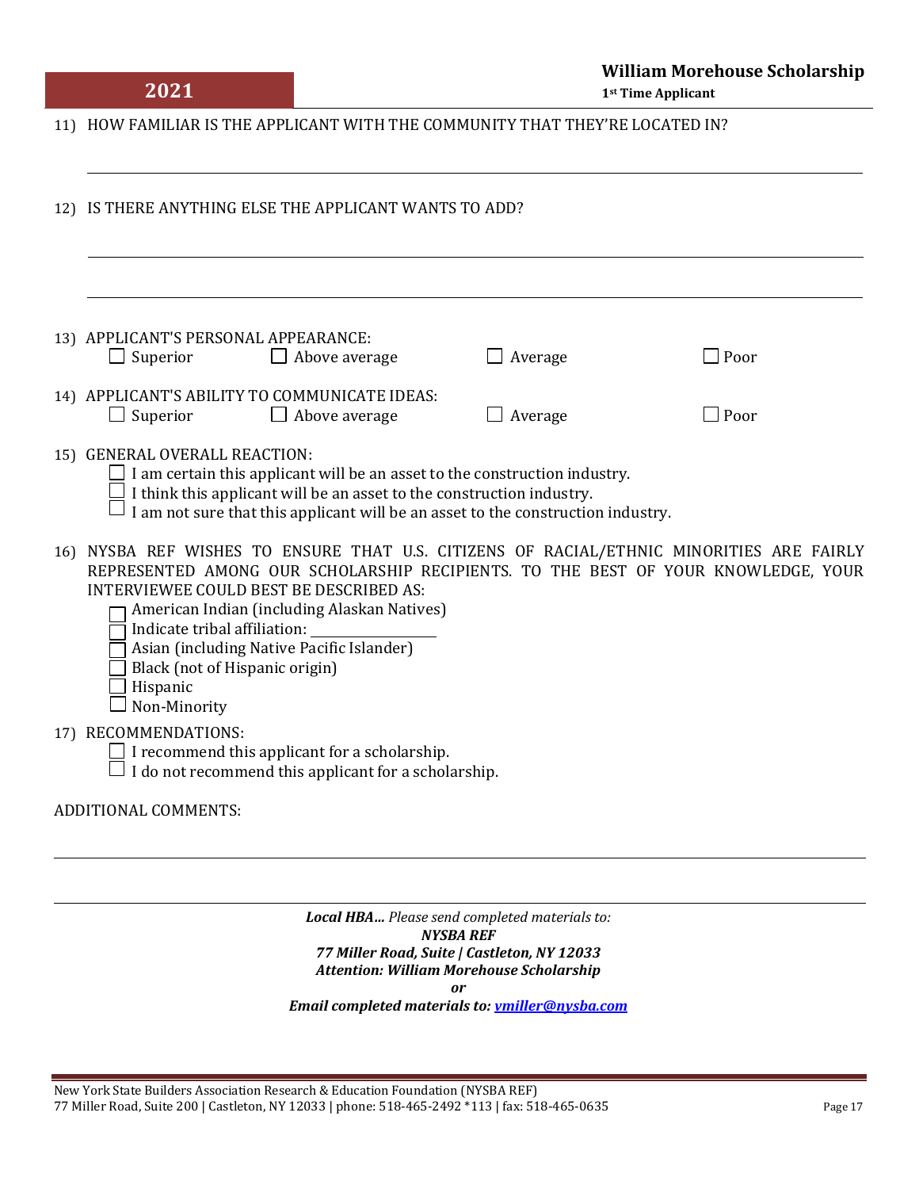11) HOW FAMILIAR IS THE APPLICANT WITH THE COMMUNITY THAT THEY'RE LOCATED IN?

______________________________________________________________________

12) IS THERE ANYTHING ELSE THE APPLICANT WANTS TO ADD?

______________________________________________________________________

______________________________________________________________________

13) APPLICANT'S PERSONAL APPEARANCE:
- ☐ Superior
- ☐ Above average
- ☐ Average
- ☐ Poor

14) APPLICANT'S ABILITY TO COMMUNICATE IDEAS:
- ☐ Superior
- ☐ Above average
- ☐ Average
- ☐ Poor

15) GENERAL OVERALL REACTION:
- ☐ I am certain this applicant will be an asset to the construction industry.
- ☐ I think this applicant will be an asset to the construction industry.
- ☐ I am not sure that this applicant will be an asset to the construction industry.

16) NYSBA REF WISHES TO ENSURE THAT U.S. CITIZENS OF RACIAL/ETHNIC MINORITIES ARE FAIRLY REPRESENTED AMONG OUR SCHOLARSHIP RECIPIENTS. TO THE BEST OF YOUR KNOWLEDGE, YOUR INTERVIEWEE COULD BEST BE DESCRIBED AS:
- ☐ American Indian (including Alaskan Natives)
- ☐ Indicate tribal affiliation: ________________
- ☐ Asian (including Native Pacific Islander)
- ☐ Black (not of Hispanic origin)
- ☐ Hispanic
- ☐ Non-Minority

17) RECOMMENDATIONS:
- ☐ I recommend this applicant for a scholarship.
- ☐ I do not recommend this applicant for a scholarship.

ADDITIONAL COMMENTS:

______________________________________________________________________

______________________________________________________________________

***Local HBA...*** *Please send completed materials to:*
***NYSBA REF***
***77 Miller Road, Suite | Castleton, NY 12033***
***Attention: William Morehouse Scholarship***
***or***
***Email completed materials to: vmiller@nysba.com***